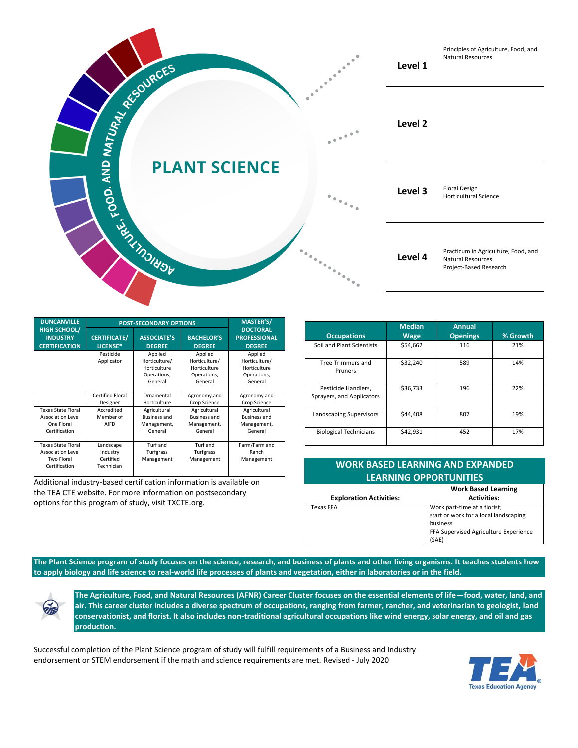# PLANT SCIENCE

AGRICULTURE, FOOD, AND NATURAL RESOURCES

| Level | Courses |
|---|---|
| **Level 1** | Principles of Agriculture, Food, and Natural Resources |
| **Level 2** | |
| **Level 3** | Floral Design<br>Horticultural Science |
| **Level 4** | Practicum in Agriculture, Food, and Natural Resources<br>Project-Based Research |

| DUNCANVILLE HIGH SCHOOL/ INDUSTRY CERTIFICATION | POST-SECONDARY OPTIONS | | | MASTER'S/ DOCTORAL PROFESSIONAL DEGREE |
|---|---|---|---|---|
| | CERTIFICATE/ LICENSE* | ASSOCIATE'S DEGREE | BACHELOR'S DEGREE | |
| | Pesticide Applicator | Applied Horticulture/ Horticulture Operations, General | Applied Horticulture/ Horticulture Operations, General | Applied Horticulture/ Horticulture Operations, General |
| | Certified Floral Designer | Ornamental Horticulture | Agronomy and Crop Science | Agronomy and Crop Science |
| Texas State Floral Association Level One Floral Certification | Accredited Member of AIFD | Agricultural Business and Management, General | Agricultural Business and Management, General | Agricultural Business and Management, General |
| Texas State Floral Association Level Two Floral Certification | Landscape Industry Certified Technician | Turf and Turfgrass Management | Turf and Turfgrass Management | Farm/Farm and Ranch Management |

Additional industry-based certification information is available on the TEA CTE website. For more information on postsecondary options for this program of study, visit TXCTE.org.

| Occupations | Median Wage | Annual Openings | % Growth |
|---|---|---|---|
| Soil and Plant Scientists | $54,662 | 116 | 21% |
| Tree Trimmers and Pruners | $32,240 | 589 | 14% |
| Pesticide Handlers, Sprayers, and Applicators | $36,733 | 196 | 22% |
| Landscaping Supervisors | $44,408 | 807 | 19% |
| Biological Technicians | $42,931 | 452 | 17% |

## WORK BASED LEARNING AND EXPANDED LEARNING OPPORTUNITIES

| Exploration Activities: | Work Based Learning Activities: |
|---|---|
| Texas FFA | Work part-time at a florist;<br>start or work for a local landscaping business<br>FFA Supervised Agriculture Experience (SAE) |

**The Plant Science program of study focuses on the science, research, and business of plants and other living organisms. It teaches students how to apply biology and life science to real-world life processes of plants and vegetation, either in laboratories or in the field.**

**The Agriculture, Food, and Natural Resources (AFNR) Career Cluster focuses on the essential elements of life—food, water, land, and air. This career cluster includes a diverse spectrum of occupations, ranging from farmer, rancher, and veterinarian to geologist, land conservationist, and florist. It also includes non-traditional agricultural occupations like wind energy, solar energy, and oil and gas production.**

Successful completion of the Plant Science program of study will fulfill requirements of a Business and Industry endorsement or STEM endorsement if the math and science requirements are met. Revised - July 2020

TEA Texas Education Agency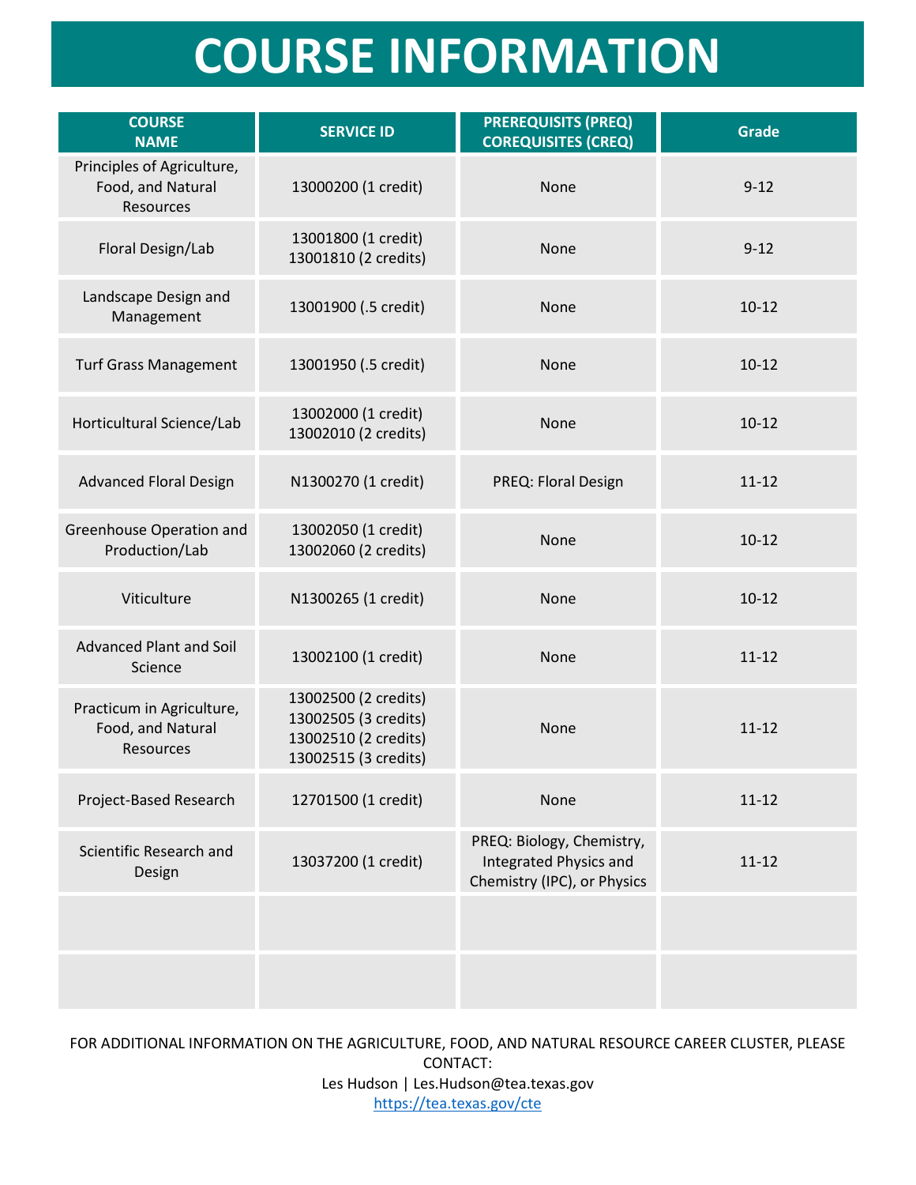# COURSE INFORMATION

| COURSE NAME | SERVICE ID | PREREQUISITS (PREQ) COREQUISITES (CREQ) | Grade |
|---|---|---|---|
| Principles of Agriculture, Food, and Natural Resources | 13000200 (1 credit) | None | 9-12 |
| Floral Design/Lab | 13001800 (1 credit)<br>13001810 (2 credits) | None | 9-12 |
| Landscape Design and Management | 13001900 (.5 credit) | None | 10-12 |
| Turf Grass Management | 13001950 (.5 credit) | None | 10-12 |
| Horticultural Science/Lab | 13002000 (1 credit)<br>13002010 (2 credits) | None | 10-12 |
| Advanced Floral Design | N1300270 (1 credit) | PREQ: Floral Design | 11-12 |
| Greenhouse Operation and Production/Lab | 13002050 (1 credit)<br>13002060 (2 credits) | None | 10-12 |
| Viticulture | N1300265 (1 credit) | None | 10-12 |
| Advanced Plant and Soil Science | 13002100 (1 credit) | None | 11-12 |
| Practicum in Agriculture, Food, and Natural Resources | 13002500 (2 credits)<br>13002505 (3 credits)<br>13002510 (2 credits)<br>13002515 (3 credits) | None | 11-12 |
| Project-Based Research | 12701500 (1 credit) | None | 11-12 |
| Scientific Research and Design | 13037200 (1 credit) | PREQ: Biology, Chemistry, Integrated Physics and Chemistry (IPC), or Physics | 11-12 |
| | | | |
| | | | |

FOR ADDITIONAL INFORMATION ON THE AGRICULTURE, FOOD, AND NATURAL RESOURCE CAREER CLUSTER, PLEASE CONTACT:

Les Hudson | Les.Hudson@tea.texas.gov

https://tea.texas.gov/cte